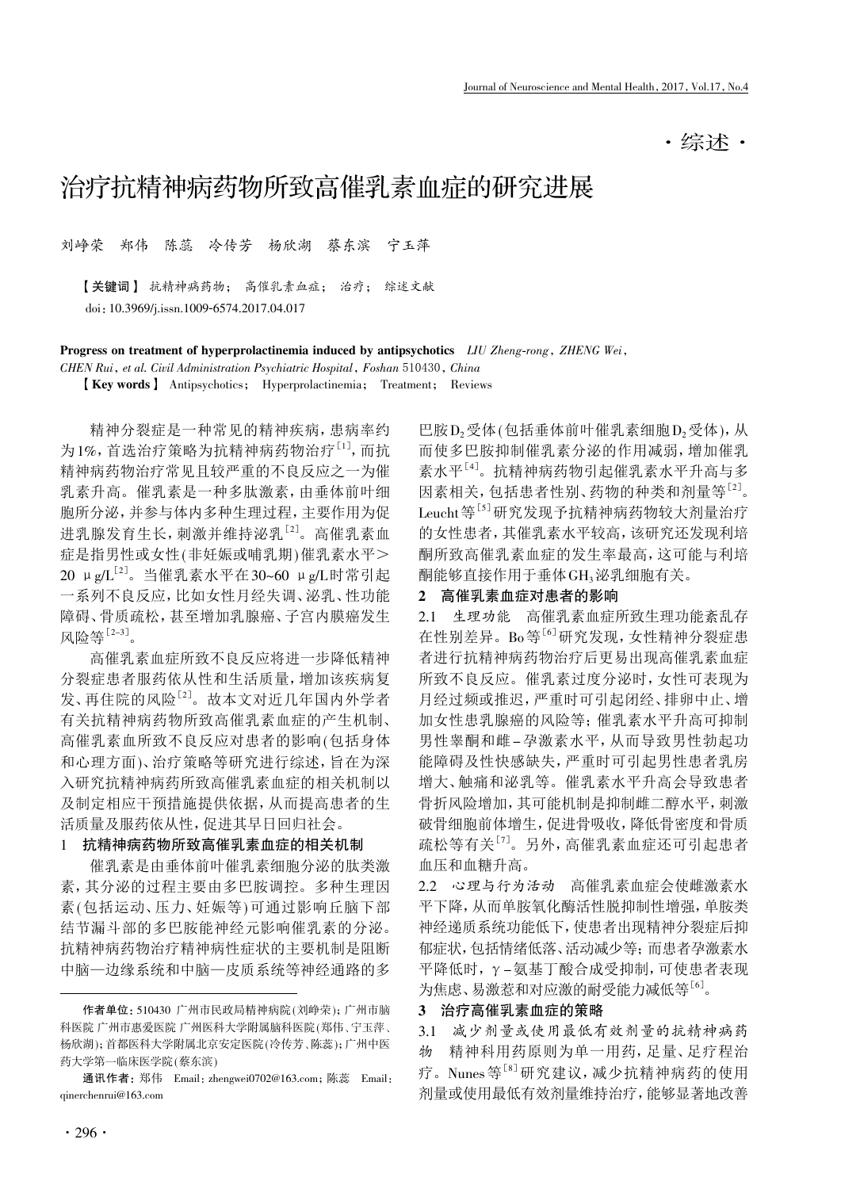·综述·

# 治疗抗精神病药物所致高催乳素血症的研究进展

刘峥荣　郑伟　陈蕊　冷传芳　杨欣湖　蔡东滨　宁玉萍

【关键词】 抗精神病药物；　高催乳素血症；　治疗；　综述文献

doi：10.3969/j.issn.1009-6574.2017.04.017

**Progress on treatment of hyperprolactinemia induced by antipsychotics** *LIU Zheng-rong, ZHENG Wei, CHEN Rui, et al. Civil Administration Psychiatric Hospital, Foshan 510430, China*

【**Key words**】 Antipsychotics；　Hyperprolactinemia；　Treatment；　Reviews

精神分裂症是一种常见的精神疾病，患病率约为1%，首选治疗策略为抗精神病药物治疗[1]，而抗精神病药物治疗常见且较严重的不良反应之一为催乳素升高。催乳素是一种多肽激素，由垂体前叶细胞所分泌，并参与体内多种生理过程，主要作用为促进乳腺发育生长，刺激并维持泌乳[2]。高催乳素血症是指男性或女性(非妊娠或哺乳期)催乳素水平＞20 μg/L[2]。当催乳素水平在30~60 μg/L时常引起一系列不良反应，比如女性月经失调、泌乳、性功能障碍、骨质疏松，甚至增加乳腺癌、子宫内膜癌发生风险等[2-3]。

高催乳素血症所致不良反应将进一步降低精神分裂症患者服药依从性和生活质量，增加该疾病复发、再住院的风险[2]。故本文对近几年国内外学者有关抗精神病药物所致高催乳素血症的产生机制、高催乳素血所致不良反应对患者的影响(包括身体和心理方面)、治疗策略等研究进行综述，旨在为深入研究抗精神病药所致高催乳素血症的相关机制以及制定相应干预措施提供依据，从而提高患者的生活质量及服药依从性，促进其早日回归社会。

## 1　抗精神病药物所致高催乳素血症的相关机制

催乳素是由垂体前叶催乳素细胞分泌的肽类激素，其分泌的过程主要由多巴胺调控。多种生理因素(包括运动、压力、妊娠等)可通过影响丘脑下部结节漏斗部的多巴胺能神经元影响催乳素的分泌。抗精神病药物治疗精神病性症状的主要机制是阻断中脑—边缘系统和中脑—皮质系统等神经通路的多巴胺$D_2$受体(包括垂体前叶催乳素细胞$D_2$受体)，从而使多巴胺抑制催乳素分泌的作用减弱，增加催乳素水平[4]。抗精神病药物引起催乳素水平升高与多因素相关，包括患者性别、药物的种类和剂量等[2]。Leucht等[5]研究发现予抗精神病药物较大剂量治疗的女性患者，其催乳素水平较高，该研究还发现利培酮所致高催乳素血症的发生率最高，这可能与利培酮能够直接作用于垂体$GH_3$泌乳细胞有关。

## 2　高催乳素血症对患者的影响

**2.1　生理功能**　高催乳素血症所致生理功能紊乱存在性别差异。Bo等[6]研究发现，女性精神分裂症患者进行抗精神病药物治疗后更易出现高催乳素血症所致不良反应。催乳素过度分泌时，女性可表现为月经过频或推迟，严重时可引起闭经、排卵中止、增加女性患乳腺癌的风险等；催乳素水平升高可抑制男性睾酮和雌－孕激素水平，从而导致男性勃起功能障碍及性快感缺失，严重时可引起男性患者乳房增大、触痛和泌乳等。催乳素水平升高会导致患者骨折风险增加，其可能机制是抑制雌二醇水平，刺激破骨细胞前体增生，促进骨吸收，降低骨密度和骨质疏松等有关[7]。另外，高催乳素血症还可引起患者血压和血糖升高。

**2.2　心理与行为活动**　高催乳素血症会使雌激素水平下降，从而单胺氧化酶活性脱抑制性增强，单胺类神经递质系统功能低下，使患者出现精神分裂症后抑郁症状，包括情绪低落、活动减少等；而患者孕激素水平降低时，γ－氨基丁酸合成受抑制，可使患者表现为焦虑、易激惹和对应激的耐受能力减低等[6]。

## 3　治疗高催乳素血症的策略

**3.1　减少剂量或使用最低有效剂量的抗精神病药物**　精神科用药原则为单一用药，足量、足疗程治疗。Nunes等[8]研究建议，减少抗精神病药的使用剂量或使用最低有效剂量维持治疗，能够显著地改善

---

作者单位：510430 广州市民政局精神病院(刘峥荣)；广州市脑科医院 广州市惠爱医院 广州医科大学附属脑科医院(郑伟、宁玉萍、杨欣湖)；首都医科大学附属北京安定医院(冷传芳、陈蕊)；广州中医药大学第一临床医学院(蔡东滨)

通讯作者：郑伟　Email：zhengwei0702@163.com；陈蕊　Email：qinerchenrui@163.com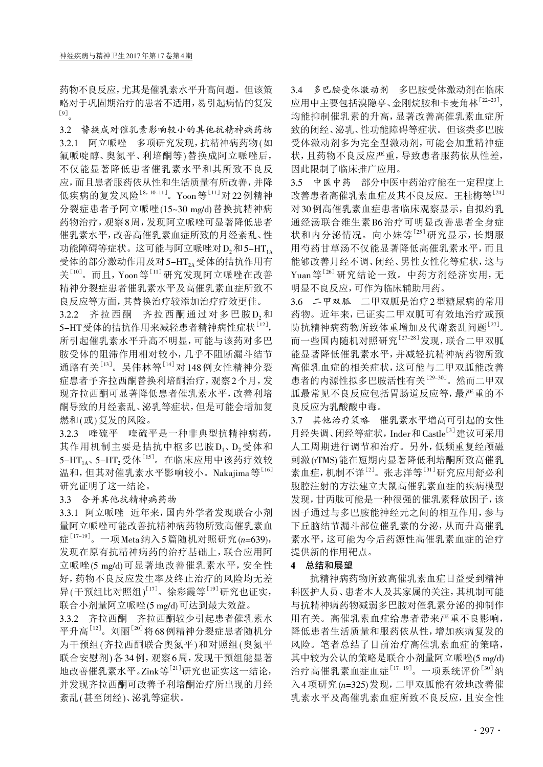药物不良反应，尤其是催乳素水平升高问题。但该策略对于巩固期治疗的患者不适用，易引起病情的复发[9]。

### 3.2 替换成对催乳素影响较小的其他抗精神病药物

3.2.1 阿立哌唑 多项研究发现，抗精神病药物（如氟哌啶醇、奥氮平、利培酮等）替换成阿立哌唑后，不仅能显著降低患者催乳素水平和其所致不良反应，而且患者服药依从性和生活质量有所改善，并降低疾病的复发风险[8, 10–11]。Yoon等[11]对22例精神分裂症患者予阿立哌唑(15~30 mg/d)替换抗精神病药物治疗，观察8周，发现阿立哌唑可显著降低患者催乳素水平，改善高催乳素血症所致的月经紊乱、性功能障碍等症状。这可能与阿立哌唑对$D_2$和5–$HT_{1A}$受体的部分激动作用及对5–$HT_{2A}$受体的拮抗作用有关[10]。而且，Yoon等[11]研究发现阿立哌唑在改善精神分裂症患者催乳素水平及高催乳素血症所致不良反应等方面，其替换治疗较添加治疗疗效更佳。

3.2.2 齐拉西酮 齐拉西酮通过对多巴胺$D_2$和5–HT受体的拮抗作用来减轻患者精神病性症状[12]，所引起催乳素水平升高不明显，可能与该药对多巴胺受体的阻滞作用相对较小，几乎不阻断漏斗结节通路有关[13]。吴伟林等[14]对148例女性精神分裂症患者予齐拉西酮替换利培酮治疗，观察2个月，发现齐拉西酮可显著降低患者催乳素水平，改善利培酮导致的月经紊乱、泌乳等症状，但是可能会增加复燃和(或)复发的风险。

3.2.3 喹硫平 喹硫平是一种非典型抗精神病药，其作用机制主要是拮抗中枢多巴胺$D_1$、$D_2$受体和5–$HT_{1A}$、5–$HT_2$受体[15]。在临床应用中该药疗效较温和，但其对催乳素水平影响较小。Nakajima等[16]研究证明了这一结论。

### 3.3 合并其他抗精神病药物

3.3.1 阿立哌唑 近年来，国内外学者发现联合小剂量阿立哌唑可能改善抗精神病药物所致高催乳素血症[17–19]。一项Meta纳入5篇随机对照研究($n$=639)，发现在原有抗精神病药的治疗基础上，联合应用阿立哌唑(5 mg/d)可显著地改善催乳素水平，安全性好，药物不良反应发生率及终止治疗的风险均无差异(干预组比对照组)[17]。徐彩霞等[19]研究也证实，联合小剂量阿立哌唑(5 mg/d)可达到最大效益。

3.3.2 齐拉西酮 齐拉西酮较少引起患者催乳素水平升高[12]。刘丽[20]将68例精神分裂症患者随机分为干预组(齐拉西酮联合奥氮平)和对照组(奥氮平联合安慰剂)各34例，观察6周，发现干预组能显著地改善催乳素水平。Zink等[21]研究也证实这一结论，并发现齐拉西酮可改善予利培酮治疗所出现的月经紊乱(甚至闭经)、泌乳等症状。

### 3.4 多巴胺受体激动剂

多巴胺受体激动剂在临床应用中主要包括溴隐亭、金刚烷胺和卡麦角林[22–23]，均能抑制催乳素的升高，显著改善高催乳素血症所致的闭经、泌乳、性功能障碍等症状。但该类多巴胺受体激动剂多为完全型激动剂，可能会加重精神症状，且药物不良反应严重，导致患者服药依从性差，因此限制了临床推广应用。

### 3.5 中医中药

部分中医中药治疗能在一定程度上改善患者高催乳素血症及其不良反应。王桂梅等[24]对30例高催乳素血症患者临床观察显示，自拟约乳通经汤联合维生素B6治疗可明显改善患者全身症状和内分泌情况。向小妹等[25]研究显示，长期服用芍药甘草汤不仅能显著降低高催乳素水平，而且能够改善月经不调、闭经、男性女性化等症状，这与Yuan等[26]研究结论一致。中药方剂经济实用，无明显不良反应，可作为临床辅助用药。

### 3.6 二甲双胍

二甲双胍是治疗2型糖尿病的常用药物。近年来，已证实二甲双胍可有效地治疗或预防抗精神病药物所致体重增加及代谢紊乱问题[27]。而一些国内随机对照研究[27–28]发现，联合二甲双胍能显著降低催乳素水平，并减轻抗精神病药物所致高催乳血症的相关症状，这可能与二甲双胍能改善患者的内源性拟多巴胺活性有关[29–30]。然而二甲双胍最常见不良反应包括胃肠道反应等，最严重的不良反应为乳酸酸中毒。

### 3.7 其他治疗策略

催乳素水平增高可引起的女性月经失调、闭经等症状，Inder和Castle[3]建议可采用人工周期进行调节和治疗。另外，低频重复经颅磁刺激(rTMS)能在短期内显著降低利培酮所致高催乳素血症，机制不详[2]。张志洋等[31]研究应用舒必利腹腔注射的方法建立大鼠高催乳素血症的疾病模型发现，甘丙肽可能是一种很强的催乳素释放因子，该因子通过与多巴胺能神经元之间的相互作用，参与下丘脑结节漏斗部位催乳素的分泌，从而升高催乳素水平，这可能为今后药源性高催乳素血症的治疗提供新的作用靶点。

## 4 总结和展望

抗精神病药物所致高催乳素血症日益受到精神科医护人员、患者本人及其家属的关注，其机制可能与抗精神病药物减弱多巴胺对催乳素分泌的抑制作用有关。高催乳素血症给患者带来严重不良影响，降低患者生活质量和服药依从性，增加疾病复发的风险。笔者总结了目前治疗高催乳素血症的策略，其中较为公认的策略是联合小剂量阿立哌唑(5 mg/d)治疗高催乳素血症血症[17, 19]。一项系统评价[30]纳入4项研究($n$=325)发现，二甲双胍能有效地改善催乳素水平及高催乳素血症所致不良反应，且安全性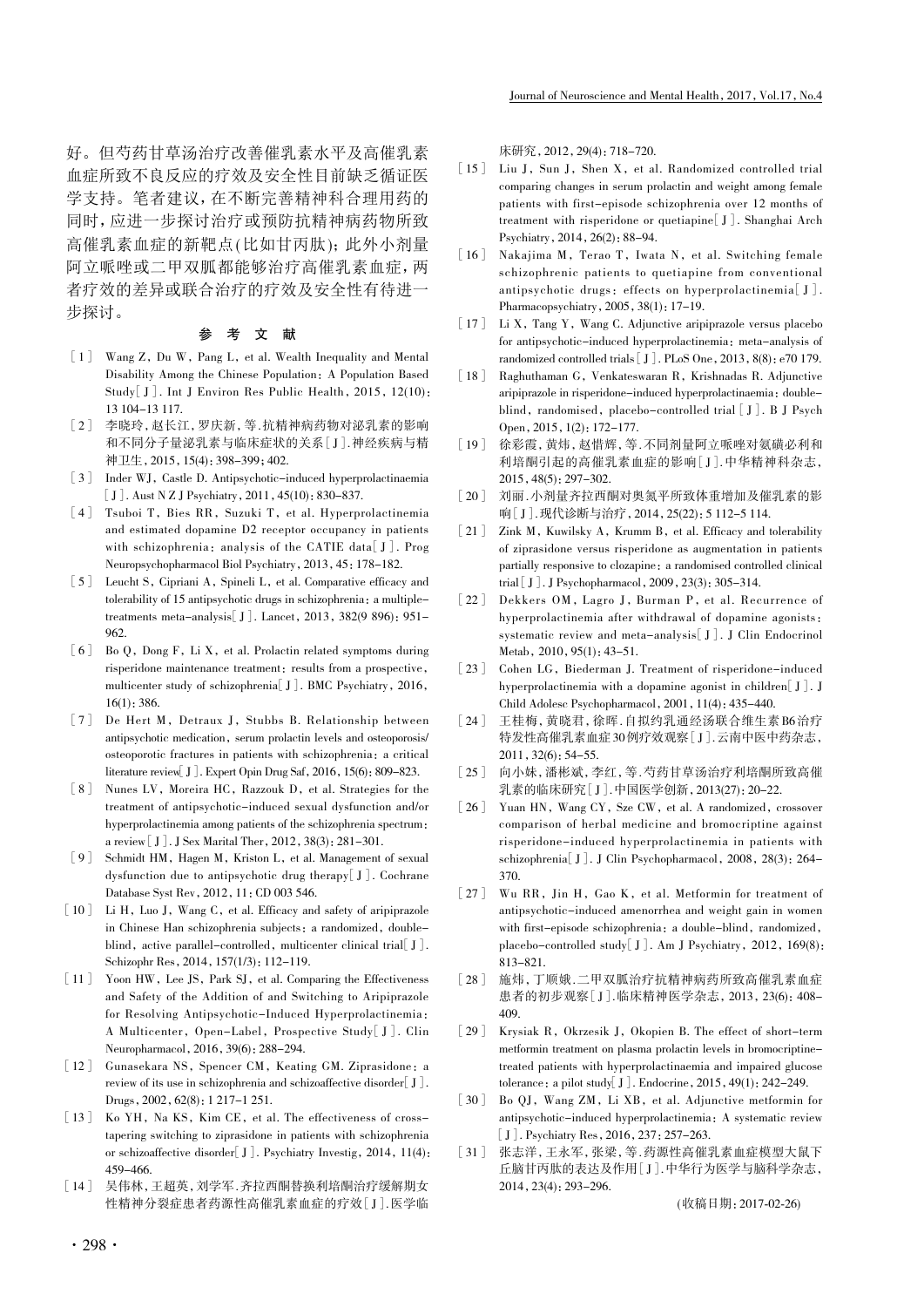好。但芍药甘草汤治疗改善催乳素水平及高催乳素血症所致不良反应的疗效及安全性目前缺乏循证医学支持。笔者建议，在不断完善精神科合理用药的同时，应进一步探讨治疗或预防抗精神病药物所致高催乳素血症的新靶点(比如甘丙肽)；此外小剂量阿立哌唑或二甲双胍都能够治疗高催乳素血症，两者疗效的差异或联合治疗的疗效及安全性有待进一步探讨。

## 参 考 文 献

[1] Wang Z, Du W, Pang L, et al. Wealth Inequality and Mental Disability Among the Chinese Population: A Population Based Study[J]. Int J Environ Res Public Health, 2015, 12(10): 13 104-13 117.

[2] 李晓玲，赵长江，罗庆新，等.抗精神病药物对泌乳素的影响和不同分子量泌乳素与临床症状的关系[J].神经疾病与精神卫生，2015, 15(4): 398-399; 402.

[3] Inder WJ, Castle D. Antipsychotic-induced hyperprolactinaemia [J]. Aust N Z J Psychiatry, 2011, 45(10): 830-837.

[4] Tsuboi T, Bies RR, Suzuki T, et al. Hyperprolactinemia and estimated dopamine D2 receptor occupancy in patients with schizophrenia: analysis of the CATIE data[J]. Prog Neuropsychopharmacol Biol Psychiatry, 2013, 45: 178-182.

[5] Leucht S, Cipriani A, Spineli L, et al. Comparative efficacy and tolerability of 15 antipsychotic drugs in schizophrenia: a multiple-treatments meta-analysis[J]. Lancet, 2013, 382(9 896): 951-962.

[6] Bo Q, Dong F, Li X, et al. Prolactin related symptoms during risperidone maintenance treatment: results from a prospective, multicenter study of schizophrenia[J]. BMC Psychiatry, 2016, 16(1): 386.

[7] De Hert M, Detraux J, Stubbs B. Relationship between antipsychotic medication, serum prolactin levels and osteoporosis/osteoporotic fractures in patients with schizophrenia: a critical literature review[J]. Expert Opin Drug Saf, 2016, 15(6): 809-823.

[8] Nunes LV, Moreira HC, Razzouk D, et al. Strategies for the treatment of antipsychotic-induced sexual dysfunction and/or hyperprolactinemia among patients of the schizophrenia spectrum: a review[J]. J Sex Marital Ther, 2012, 38(3): 281-301.

[9] Schmidt HM, Hagen M, Kriston L, et al. Management of sexual dysfunction due to antipsychotic drug therapy[J]. Cochrane Database Syst Rev, 2012, 11: CD 003 546.

[10] Li H, Luo J, Wang C, et al. Efficacy and safety of aripiprazole in Chinese Han schizophrenia subjects: a randomized, double-blind, active parallel-controlled, multicenter clinical trial[J]. Schizophr Res, 2014, 157(1/3): 112-119.

[11] Yoon HW, Lee JS, Park SJ, et al. Comparing the Effectiveness and Safety of the Addition of and Switching to Aripiprazole for Resolving Antipsychotic-Induced Hyperprolactinemia: A Multicenter, Open-Label, Prospective Study[J]. Clin Neuropharmacol, 2016, 39(6): 288-294.

[12] Gunasekara NS, Spencer CM, Keating GM. Ziprasidone: a review of its use in schizophrenia and schizoaffective disorder[J]. Drugs, 2002, 62(8): 1 217-1 251.

[13] Ko YH, Na KS, Kim CE, et al. The effectiveness of cross-tapering switching to ziprasidone in patients with schizophrenia or schizoaffective disorder[J]. Psychiatry Investig, 2014, 11(4): 459-466.

[14] 吴伟林，王超英，刘学军.齐拉西酮替换利培酮治疗缓解期女性精神分裂症患者药源性高催乳素血症的疗效[J].医学临床研究，2012, 29(4): 718-720.

[15] Liu J, Sun J, Shen X, et al. Randomized controlled trial comparing changes in serum prolactin and weight among female patients with first-episode schizophrenia over 12 months of treatment with risperidone or quetiapine[J]. Shanghai Arch Psychiatry, 2014, 26(2): 88-94.

[16] Nakajima M, Terao T, Iwata N, et al. Switching female schizophrenic patients to quetiapine from conventional antipsychotic drugs: effects on hyperprolactinemia[J]. Pharmacopsychiatry, 2005, 38(1): 17-19.

[17] Li X, Tang Y, Wang C. Adjunctive aripiprazole versus placebo for antipsychotic-induced hyperprolactinemia: meta-analysis of randomized controlled trials[J]. PLoS One, 2013, 8(8): e70 179.

[18] Raghuthaman G, Venkateswaran R, Krishnadas R. Adjunctive aripiprazole in risperidone-induced hyperprolactinaemia: double-blind, randomised, placebo-controlled trial[J]. B J Psych Open, 2015, 1(2): 172-177.

[19] 徐彩霞，黄炜，赵惜辉，等.不同剂量阿立哌唑对氨磺必利和利培酮引起的高催乳素血症的影响[J].中华精神科杂志，2015, 48(5): 297-302.

[20] 刘丽.小剂量齐拉西酮对奥氮平所致体重增加及催乳素的影响[J].现代诊断与治疗，2014, 25(22): 5 112-5 114.

[21] Zink M, Kuwilsky A, Krumm B, et al. Efficacy and tolerability of ziprasidone versus risperidone as augmentation in patients partially responsive to clozapine: a randomised controlled clinical trial[J]. J Psychopharmacol, 2009, 23(3): 305-314.

[22] Dekkers OM, Lagro J, Burman P, et al. Recurrence of hyperprolactinemia after withdrawal of dopamine agonists: systematic review and meta-analysis[J]. J Clin Endocrinol Metab, 2010, 95(1): 43-51.

[23] Cohen LG, Biederman J. Treatment of risperidone-induced hyperprolactinemia with a dopamine agonist in children[J]. J Child Adolesc Psychopharmacol, 2001, 11(4): 435-440.

[24] 王桂梅，黄晓君，徐晖.自拟约乳通经汤联合维生素B6治疗特发性高催乳素血症30例疗效观察[J].云南中医中药杂志，2011, 32(6): 54-55.

[25] 向小妹，潘彬斌，李红，等.芍药甘草汤治疗利培酮所致高催乳素的临床研究[J].中国医学创新，2013(27): 20-22.

[26] Yuan HN, Wang CY, Sze CW, et al. A randomized, crossover comparison of herbal medicine and bromocriptine against risperidone-induced hyperprolactinemia in patients with schizophrenia[J]. J Clin Psychopharmacol, 2008, 28(3): 264-370.

[27] Wu RR, Jin H, Gao K, et al. Metformin for treatment of antipsychotic-induced amenorrhea and weight gain in women with first-episode schizophrenia: a double-blind, randomized, placebo-controlled study[J]. Am J Psychiatry, 2012, 169(8): 813-821.

[28] 施炜，丁顺娥.二甲双胍治疗抗精神病药所致高催乳素血症患者的初步观察[J].临床精神医学杂志，2013, 23(6): 408-409.

[29] Krysiak R, Okrzesik J, Okopien B. The effect of short-term metformin treatment on plasma prolactin levels in bromocriptine-treated patients with hyperprolactinaemia and impaired glucose tolerance: a pilot study[J]. Endocrine, 2015, 49(1): 242-249.

[30] Bo QJ, Wang ZM, Li XB, et al. Adjunctive metformin for antipsychotic-induced hyperprolactinemia: A systematic review[J]. Psychiatry Res, 2016, 237: 257-263.

[31] 张志洋，王永军，张梁，等.药源性高催乳素血症模型大鼠下丘脑甘丙肽的表达及作用[J].中华行为医学与脑科学杂志，2014, 23(4): 293-296.

(收稿日期: 2017-02-26)